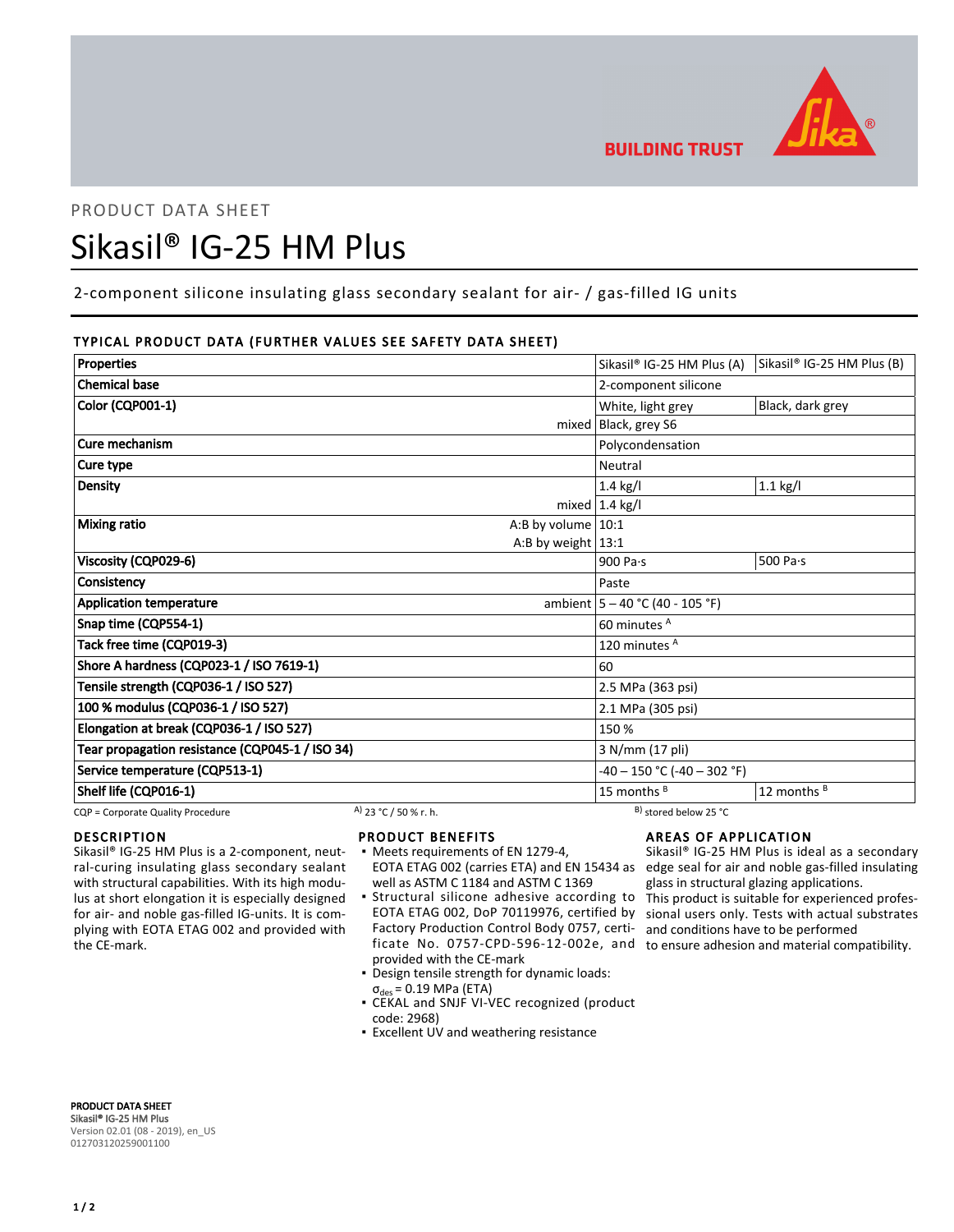BUILDING TRUST

PRODUCT DATA SHEET

# Sikasil® IG-25 HM Plus

2-component silicone insulating glass secondary sealant for air- / gas-filled IG units

## TYPICAL PRODUCT DATA (FURTHER VALUES SEE SAFETY DATA SHEET)

| Properties | | Sikasil® IG-25 HM Plus (A) | Sikasil® IG-25 HM Plus (B) |
|---|---|---|---|
| Chemical base | | 2-component silicone | |
| Color (CQP001-1) | | White, light grey | Black, dark grey |
| | mixed | Black, grey S6 | |
| Cure mechanism | | Polycondensation | |
| Cure type | | Neutral | |
| Density | | 1.4 kg/l | 1.1 kg/l |
| | mixed | 1.4 kg/l | |
| Mixing ratio | A:B by volume | 10:1 | |
| | A:B by weight | 13:1 | |
| Viscosity (CQP029-6) | | 900 Pa·s | 500 Pa·s |
| Consistency | | Paste | |
| Application temperature | ambient | 5 – 40 °C (40 - 105 °F) | |
| Snap time (CQP554-1) | | 60 minutes [A] | |
| Tack free time (CQP019-3) | | 120 minutes [A] | |
| Shore A hardness (CQP023-1 / ISO 7619-1) | | 60 | |
| Tensile strength (CQP036-1 / ISO 527) | | 2.5 MPa (363 psi) | |
| 100 % modulus (CQP036-1 / ISO 527) | | 2.1 MPa (305 psi) | |
| Elongation at break (CQP036-1 / ISO 527) | | 150 % | |
| Tear propagation resistance (CQP045-1 / ISO 34) | | 3 N/mm (17 pli) | |
| Service temperature (CQP513-1) | | -40 – 150 °C (-40 – 302 °F) | |
| Shelf life (CQP016-1) | | 15 months [B] | 12 months [B] |

CQP = Corporate Quality Procedure  A) 23 °C / 50 % r. h.  B) stored below 25 °C

## DESCRIPTION

Sikasil® IG-25 HM Plus is a 2-component, neutral-curing insulating glass secondary sealant with structural capabilities. With its high modulus at short elongation it is especially designed for air- and noble gas-filled IG-units. It is complying with EOTA ETAG 002 and provided with the CE-mark.

## PRODUCT BENEFITS

- Meets requirements of EN 1279-4, EOTA ETAG 002 (carries ETA) and EN 15434 as well as ASTM C 1184 and ASTM C 1369
- Structural silicone adhesive according to EOTA ETAG 002, DoP 70119976, certified by Factory Production Control Body 0757, certificate No. 0757-CPD-596-12-002e, and provided with the CE-mark
- Design tensile strength for dynamic loads: $\sigma_{des}$ = 0.19 MPa (ETA)
- CEKAL and SNJF VI-VEC recognized (product code: 2968)
- Excellent UV and weathering resistance

## AREAS OF APPLICATION

Sikasil® IG-25 HM Plus is ideal as a secondary edge seal for air and noble gas-filled insulating glass in structural glazing applications.
This product is suitable for experienced professional users only. Tests with actual substrates and conditions have to be performed to ensure adhesion and material compatibility.

**PRODUCT DATA SHEET**
**Sikasil® IG-25 HM Plus**
Version 02.01 (08 - 2019), en_US
012703120259001100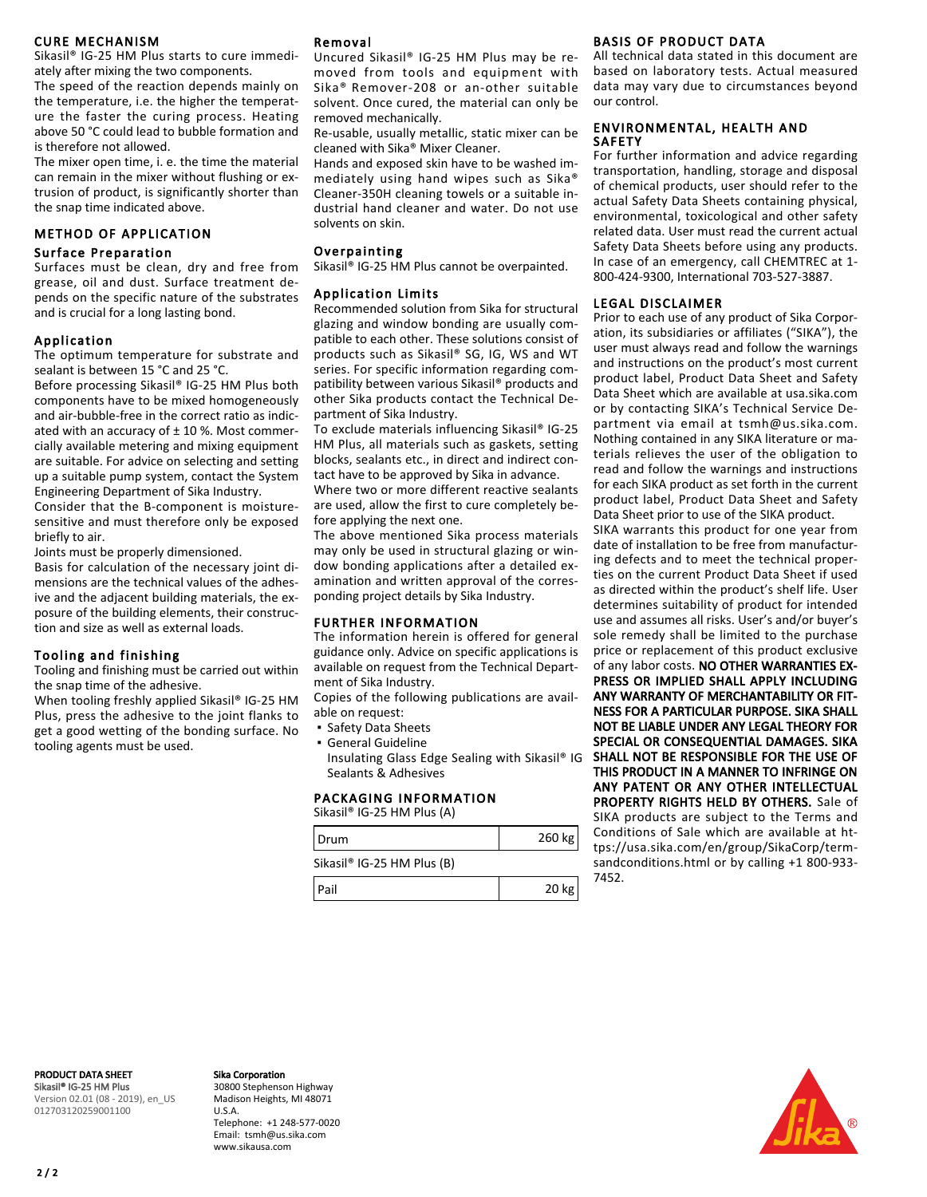## CURE MECHANISM

Sikasil® IG-25 HM Plus starts to cure immediately after mixing the two components.

The speed of the reaction depends mainly on the temperature, i.e. the higher the temperature the faster the curing process. Heating above 50 °C could lead to bubble formation and is therefore not allowed.

The mixer open time, i. e. the time the material can remain in the mixer without flushing or extrusion of product, is significantly shorter than the snap time indicated above.

## METHOD OF APPLICATION

### Surface Preparation

Surfaces must be clean, dry and free from grease, oil and dust. Surface treatment depends on the specific nature of the substrates and is crucial for a long lasting bond.

### Application

The optimum temperature for substrate and sealant is between 15 °C and 25 °C.

Before processing Sikasil® IG-25 HM Plus both components have to be mixed homogeneously and air-bubble-free in the correct ratio as indicated with an accuracy of ± 10 %. Most commercially available metering and mixing equipment are suitable. For advice on selecting and setting up a suitable pump system, contact the System Engineering Department of Sika Industry.

Consider that the B-component is moisture-sensitive and must therefore only be exposed briefly to air.

Joints must be properly dimensioned.

Basis for calculation of the necessary joint dimensions are the technical values of the adhesive and the adjacent building materials, the exposure of the building elements, their construction and size as well as external loads.

### Tooling and finishing

Tooling and finishing must be carried out within the snap time of the adhesive.

When tooling freshly applied Sikasil® IG-25 HM Plus, press the adhesive to the joint flanks to get a good wetting of the bonding surface. No tooling agents must be used.

### Removal

Uncured Sikasil® IG-25 HM Plus may be removed from tools and equipment with Sika® Remover-208 or an-other suitable solvent. Once cured, the material can only be removed mechanically.

Re-usable, usually metallic, static mixer can be cleaned with Sika® Mixer Cleaner.

Hands and exposed skin have to be washed immediately using hand wipes such as Sika® Cleaner-350H cleaning towels or a suitable industrial hand cleaner and water. Do not use solvents on skin.

### Overpainting

Sikasil® IG-25 HM Plus cannot be overpainted.

### Application Limits

Recommended solution from Sika for structural glazing and window bonding are usually compatible to each other. These solutions consist of products such as Sikasil® SG, IG, WS and WT series. For specific information regarding compatibility between various Sikasil® products and other Sika products contact the Technical Department of Sika Industry.

To exclude materials influencing Sikasil® IG-25 HM Plus, all materials such as gaskets, setting blocks, sealants etc., in direct and indirect contact have to be approved by Sika in advance.

Where two or more different reactive sealants are used, allow the first to cure completely before applying the next one.

The above mentioned Sika process materials may only be used in structural glazing or window bonding applications after a detailed examination and written approval of the corresponding project details by Sika Industry.

## FURTHER INFORMATION

The information herein is offered for general guidance only. Advice on specific applications is available on request from the Technical Department of Sika Industry.

Copies of the following publications are available on request:

- Safety Data Sheets
- General Guideline
  Insulating Glass Edge Sealing with Sikasil® IG Sealants & Adhesives

## PACKAGING INFORMATION

Sikasil® IG-25 HM Plus (A)

| | |
|---|---|
| Drum | 260 kg |

Sikasil® IG-25 HM Plus (B)

| | |
|---|---|
| Pail | 20 kg |

## BASIS OF PRODUCT DATA

All technical data stated in this document are based on laboratory tests. Actual measured data may vary due to circumstances beyond our control.

## ENVIRONMENTAL, HEALTH AND SAFETY

For further information and advice regarding transportation, handling, storage and disposal of chemical products, user should refer to the actual Safety Data Sheets containing physical, environmental, toxicological and other safety related data. User must read the current actual Safety Data Sheets before using any products. In case of an emergency, call CHEMTREC at 1-800-424-9300, International 703-527-3887.

## LEGAL DISCLAIMER

Prior to each use of any product of Sika Corporation, its subsidiaries or affiliates ("SIKA"), the user must always read and follow the warnings and instructions on the product's most current product label, Product Data Sheet and Safety Data Sheet which are available at usa.sika.com or by contacting SIKA's Technical Service Department via email at tsmh@us.sika.com. Nothing contained in any SIKA literature or materials relieves the user of the obligation to read and follow the warnings and instructions for each SIKA product as set forth in the current product label, Product Data Sheet and Safety Data Sheet prior to use of the SIKA product.

SIKA warrants this product for one year from date of installation to be free from manufacturing defects and to meet the technical properties on the current Product Data Sheet if used as directed within the product's shelf life. User determines suitability of product for intended use and assumes all risks. User's and/or buyer's sole remedy shall be limited to the purchase price or replacement of this product exclusive of any labor costs. **NO OTHER WARRANTIES EXPRESS OR IMPLIED SHALL APPLY INCLUDING ANY WARRANTY OF MERCHANTABILITY OR FITNESS FOR A PARTICULAR PURPOSE. SIKA SHALL NOT BE LIABLE UNDER ANY LEGAL THEORY FOR SPECIAL OR CONSEQUENTIAL DAMAGES. SIKA SHALL NOT BE RESPONSIBLE FOR THE USE OF THIS PRODUCT IN A MANNER TO INFRINGE ON ANY PATENT OR ANY OTHER INTELLECTUAL PROPERTY RIGHTS HELD BY OTHERS.** Sale of SIKA products are subject to the Terms and Conditions of Sale which are available at https://usa.sika.com/en/group/SikaCorp/termsandconditions.html or by calling +1 800-933-7452.

**PRODUCT DATA SHEET**
**Sikasil® IG-25 HM Plus**
Version 02.01 (08 - 2019), en_US
012703120259001100

**Sika Corporation**
30800 Stephenson Highway
Madison Heights, MI 48071
U.S.A.
Telephone: +1 248-577-0020
Email: tsmh@us.sika.com
www.sikausa.com